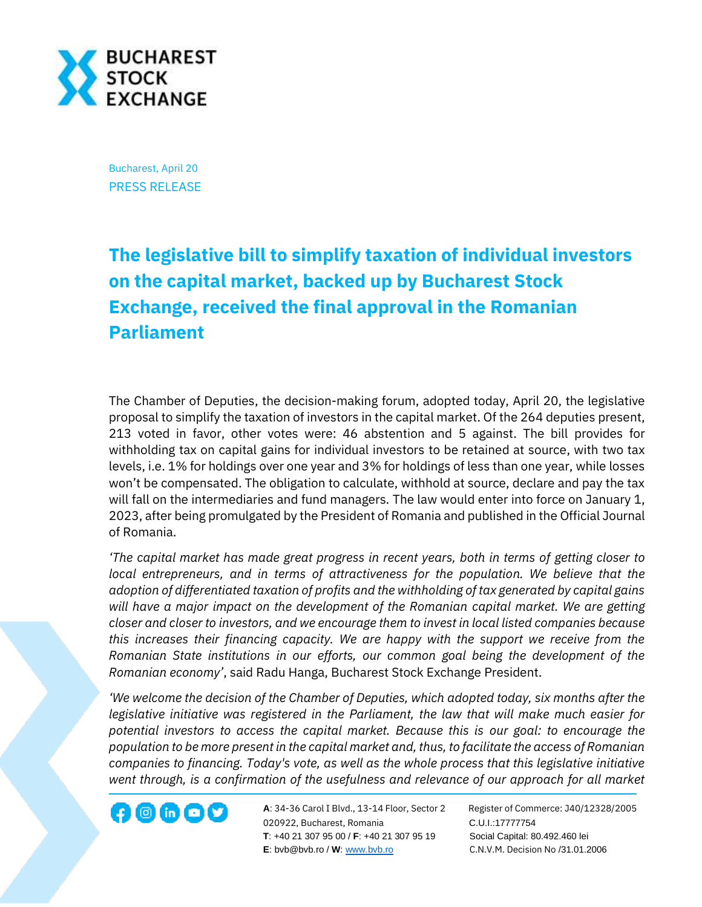Bucharest, April 20

PRESS RELEASE

# The legislative bill to simplify taxation of individual investors on the capital market, backed up by Bucharest Stock Exchange, received the final approval in the Romanian Parliament

The Chamber of Deputies, the decision-making forum, adopted today, April 20, the legislative proposal to simplify the taxation of investors in the capital market. Of the 264 deputies present, 213 voted in favor, other votes were: 46 abstention and 5 against. The bill provides for withholding tax on capital gains for individual investors to be retained at source, with two tax levels, i.e. 1% for holdings over one year and 3% for holdings of less than one year, while losses won't be compensated. The obligation to calculate, withhold at source, declare and pay the tax will fall on the intermediaries and fund managers. The law would enter into force on January 1, 2023, after being promulgated by the President of Romania and published in the Official Journal of Romania.

*'The capital market has made great progress in recent years, both in terms of getting closer to local entrepreneurs, and in terms of attractiveness for the population. We believe that the adoption of differentiated taxation of profits and the withholding of tax generated by capital gains will have a major impact on the development of the Romanian capital market. We are getting closer and closer to investors, and we encourage them to invest in local listed companies because this increases their financing capacity. We are happy with the support we receive from the Romanian State institutions in our efforts, our common goal being the development of the Romanian economy'*, said Radu Hanga, Bucharest Stock Exchange President.

*'We welcome the decision of the Chamber of Deputies, which adopted today, six months after the legislative initiative was registered in the Parliament, the law that will make much easier for potential investors to access the capital market. Because this is our goal: to encourage the population to be more present in the capital market and, thus, to facilitate the access of Romanian companies to financing. Today's vote, as well as the whole process that this legislative initiative went through, is a confirmation of the usefulness and relevance of our approach for all market*

**A**: 34-36 Carol I Blvd., 13-14 Floor, Sector 2
020922, Bucharest, Romania
**T**: +40 21 307 95 00 / **F**: +40 21 307 95 19
**E**: bvb@bvb.ro / **W**: www.bvb.ro

Register of Commerce: J40/12328/2005
C.U.I.:17777754
Social Capital: 80.492.460 lei
C.N.V.M. Decision No /31.01.2006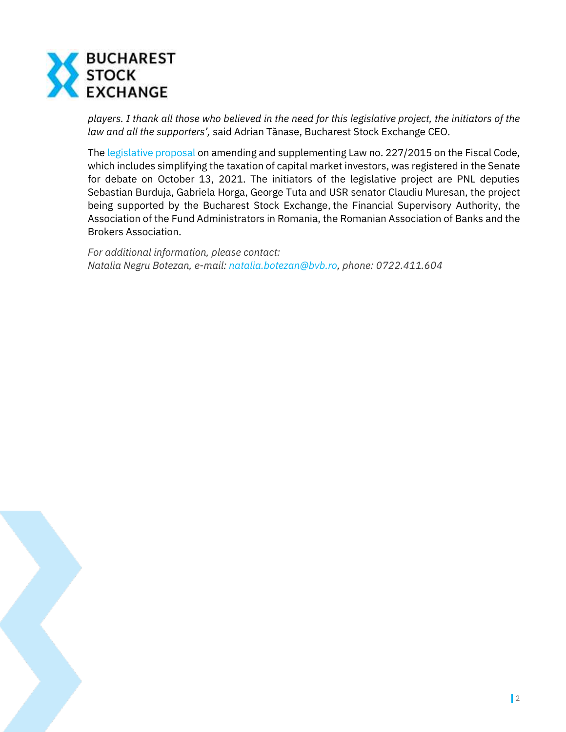*players. I thank all those who believed in the need for this legislative project, the initiators of the law and all the supporters',* said Adrian Tănase, Bucharest Stock Exchange CEO.

The legislative proposal on amending and supplementing Law no. 227/2015 on the Fiscal Code, which includes simplifying the taxation of capital market investors, was registered in the Senate for debate on October 13, 2021. The initiators of the legislative project are PNL deputies Sebastian Burduja, Gabriela Horga, George Tuta and USR senator Claudiu Muresan, the project being supported by the Bucharest Stock Exchange, the Financial Supervisory Authority, the Association of the Fund Administrators in Romania, the Romanian Association of Banks and the Brokers Association.

*For additional information, please contact:*
*Natalia Negru Botezan, e-mail: natalia.botezan@bvb.ro, phone: 0722.411.604*